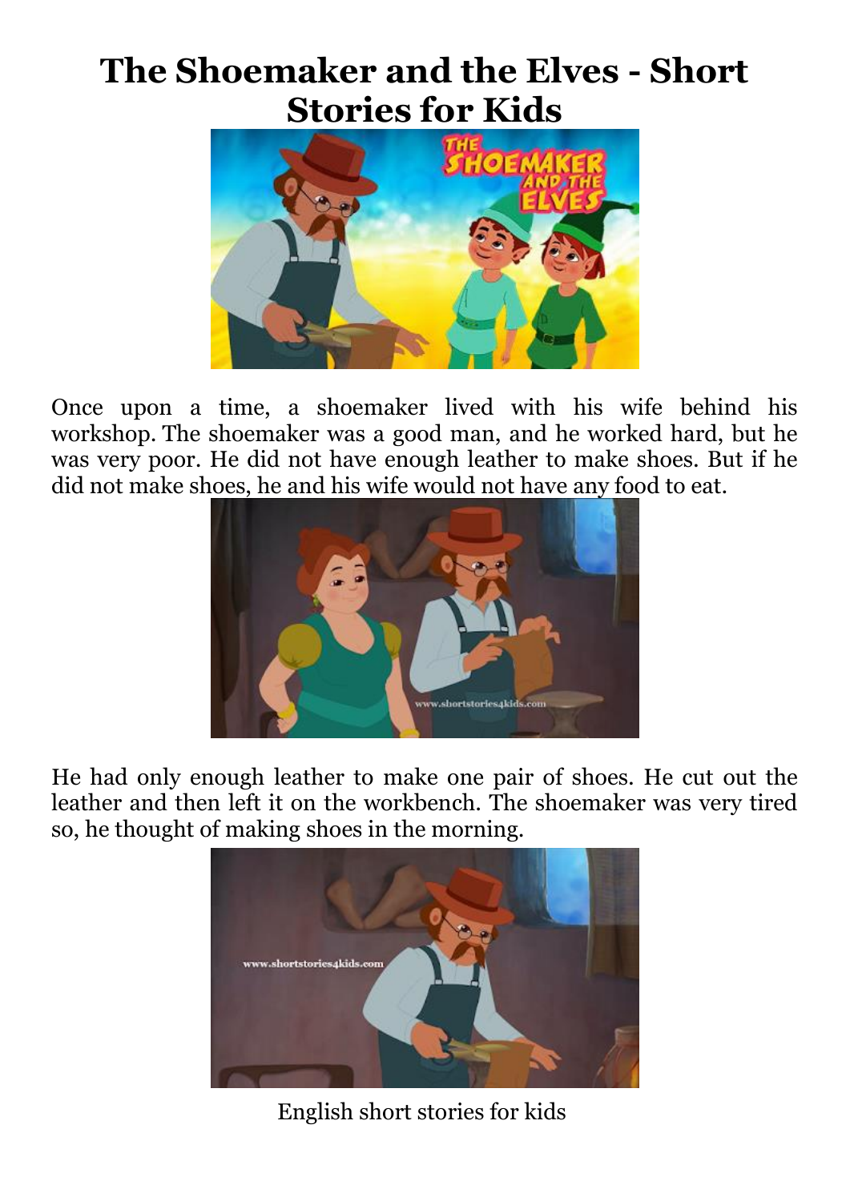# The Shoemaker and the Elves - Short Stories for Kids

Once upon a time, a shoemaker lived with his wife behind his workshop. The shoemaker was a good man, and he worked hard, but he was very poor. He did not have enough leather to make shoes. But if he did not make shoes, he and his wife would not have any food to eat.

He had only enough leather to make one pair of shoes. He cut out the leather and then left it on the workbench. The shoemaker was very tired so, he thought of making shoes in the morning.

English short stories for kids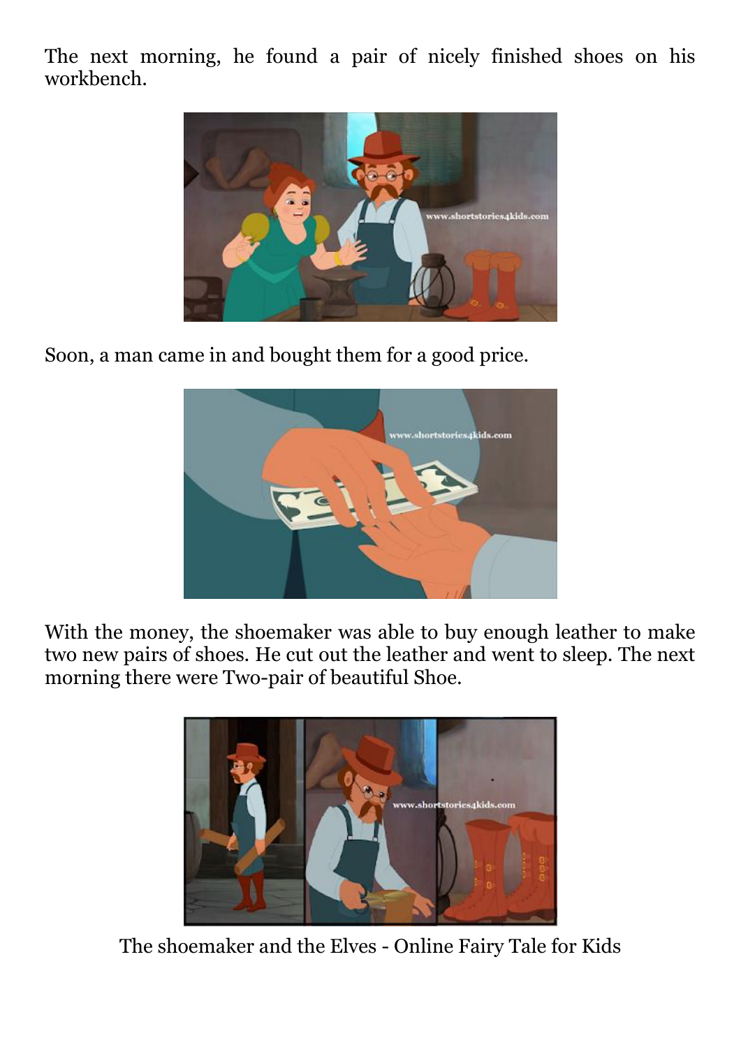The next morning, he found a pair of nicely finished shoes on his workbench.

Soon, a man came in and bought them for a good price.

With the money, the shoemaker was able to buy enough leather to make two new pairs of shoes. He cut out the leather and went to sleep. The next morning there were Two-pair of beautiful Shoe.

The shoemaker and the Elves - Online Fairy Tale for Kids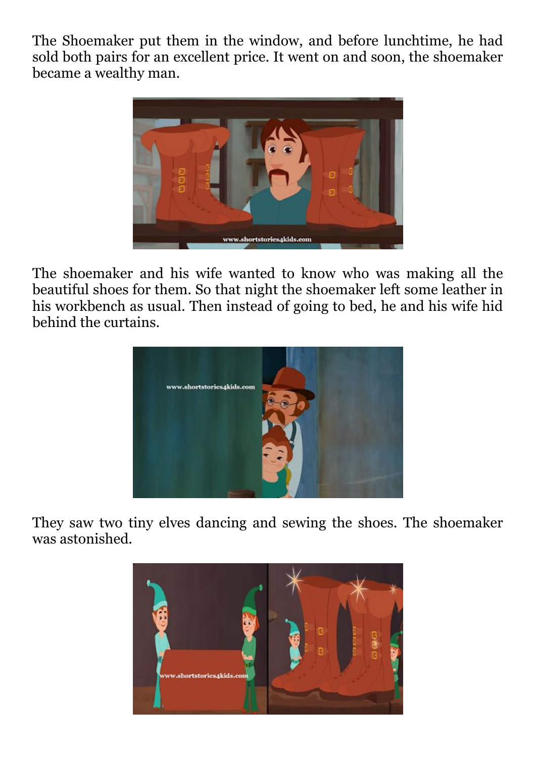The Shoemaker put them in the window, and before lunchtime, he had sold both pairs for an excellent price. It went on and soon, the shoemaker became a wealthy man.

The shoemaker and his wife wanted to know who was making all the beautiful shoes for them. So that night the shoemaker left some leather in his workbench as usual. Then instead of going to bed, he and his wife hid behind the curtains.

They saw two tiny elves dancing and sewing the shoes. The shoemaker was astonished.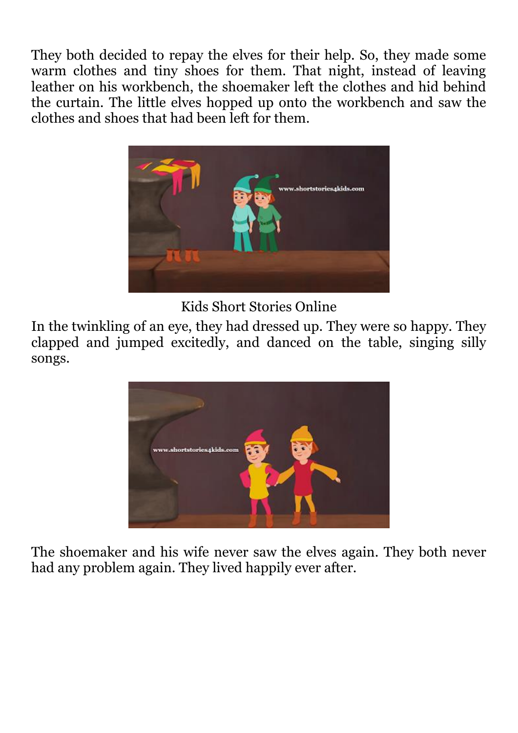They both decided to repay the elves for their help. So, they made some warm clothes and tiny shoes for them. That night, instead of leaving leather on his workbench, the shoemaker left the clothes and hid behind the curtain. The little elves hopped up onto the workbench and saw the clothes and shoes that had been left for them.

Kids Short Stories Online

In the twinkling of an eye, they had dressed up. They were so happy. They clapped and jumped excitedly, and danced on the table, singing silly songs.

The shoemaker and his wife never saw the elves again. They both never had any problem again. They lived happily ever after.